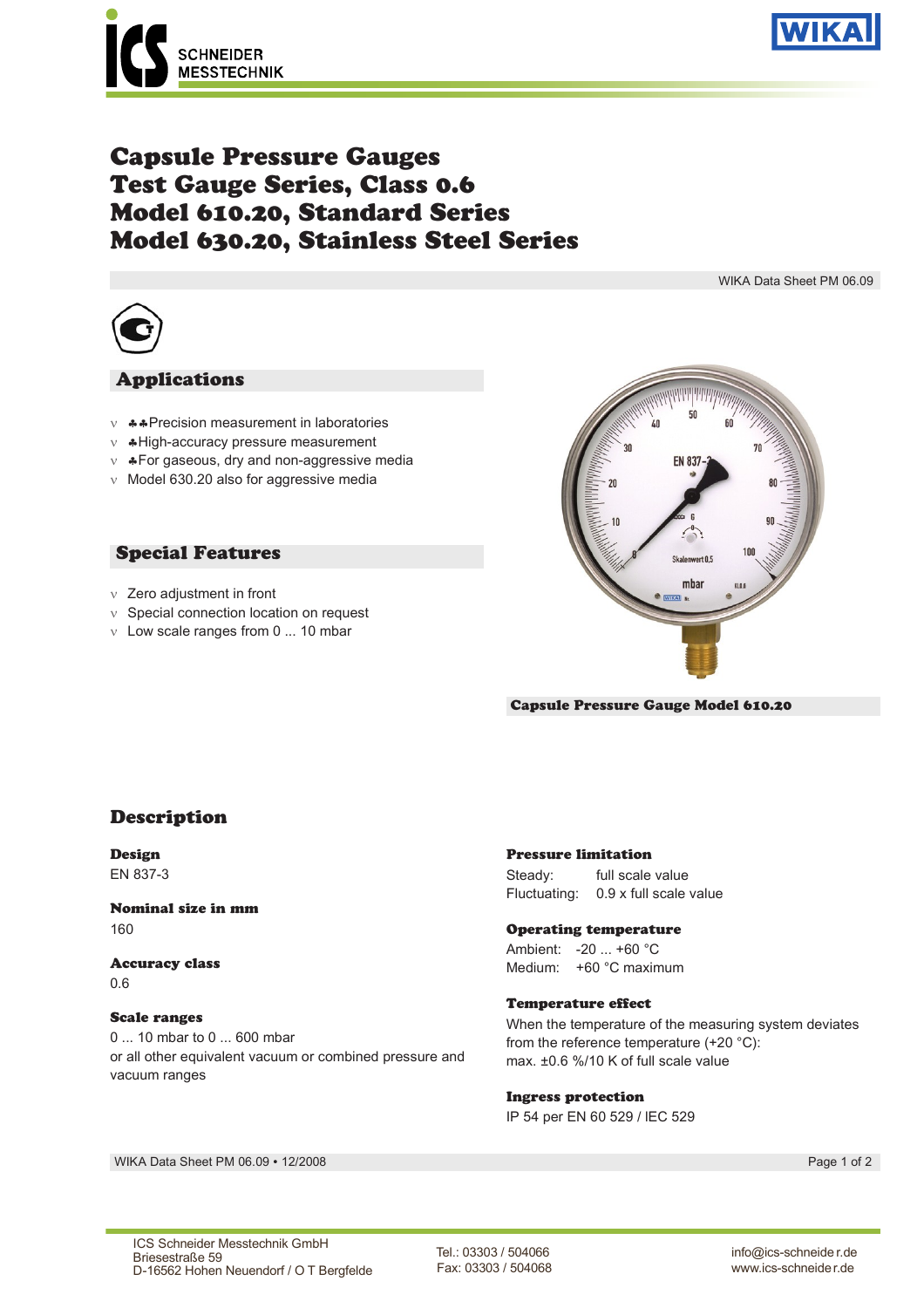# Capsule Pressure Gauges
# Test Gauge Series, Class 0.6
# Model 610.20, Standard Series
# Model 630.20, Stainless Steel Series

WIKA Data Sheet PM 06.09

## Applications

- Precision measurement in laboratories
- High-accuracy pressure measurement
- For gaseous, dry and non-aggressive media
- Model 630.20 also for aggressive media

## Special Features

- Zero adjustment in front
- Special connection location on request
- Low scale ranges from 0 ... 10 mbar

Capsule Pressure Gauge Model 610.20

## Description

### Design
EN 837-3

### Nominal size in mm
160

### Accuracy class
0.6

### Scale ranges
0 ... 10 mbar to 0 ... 600 mbar
or all other equivalent vacuum or combined pressure and vacuum ranges

### Pressure limitation
Steady: full scale value
Fluctuating: 0.9 x full scale value

### Operating temperature
Ambient: -20 ... +60 °C
Medium: +60 °C maximum

### Temperature effect
When the temperature of the measuring system deviates from the reference temperature (+20 °C):
max. ±0.6 %/10 K of full scale value

### Ingress protection
IP 54 per EN 60 529 / lEC 529

WIKA Data Sheet PM 06.09 • 12/2008

ICS Schneider Messtechnik GmbH
Briesestraße 59
D-16562 Hohen Neuendorf / O T Bergfelde

Tel.: 03303 / 504066
Fax: 03303 / 504068

info@ics-schneider.de
www.ics-schneider.de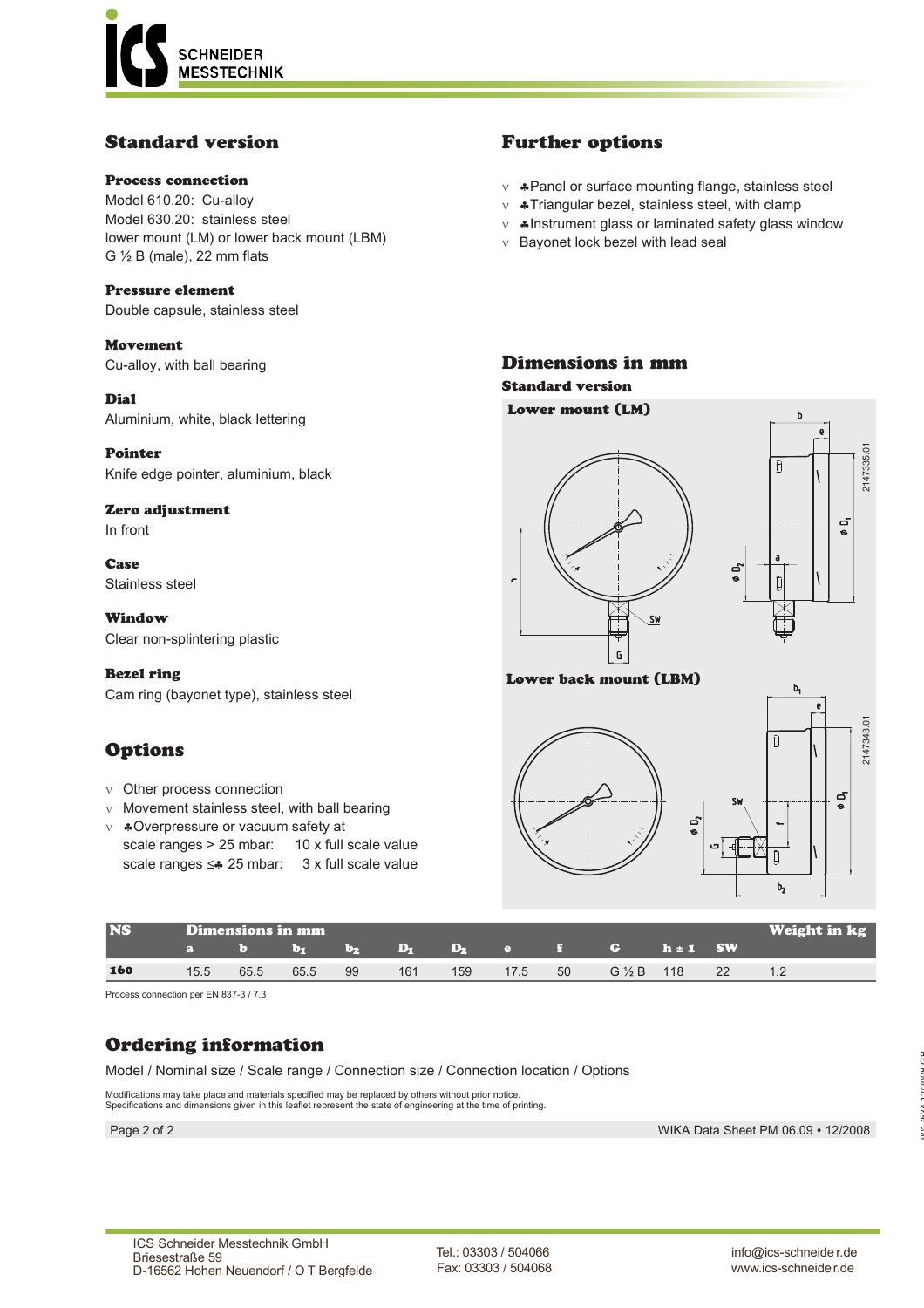## Standard version

**Process connection**
Model 610.20: Cu-alloy
Model 630.20: stainless steel
lower mount (LM) or lower back mount (LBM)
G ½ B (male), 22 mm flats

**Pressure element**
Double capsule, stainless steel

**Movement**
Cu-alloy, with ball bearing

**Dial**
Aluminium, white, black lettering

**Pointer**
Knife edge pointer, aluminium, black

**Zero adjustment**
In front

**Case**
Stainless steel

**Window**
Clear non-splintering plastic

**Bezel ring**
Cam ring (bayonet type), stainless steel

## Options

- Other process connection
- Movement stainless steel, with ball bearing
- ♣Overpressure or vacuum safety at
  scale ranges > 25 mbar: 10 x full scale value
  scale ranges ≤♣ 25 mbar: 3 x full scale value

## Further options

- ♣Panel or surface mounting flange, stainless steel
- ♣Triangular bezel, stainless steel, with clamp
- ♣Instrument glass or laminated safety glass window
- Bayonet lock bezel with lead seal

## Dimensions in mm

### Standard version

**Lower mount (LM)**

b
e
h
SW
G
a
ø D2
ø D1
2147335.01

**Lower back mount (LBM)**

b1
e
SW
f
G
ø D2
ø D1
b2
2147343.01

| NS | Dimensions in mm | | | | | | | | | | | Weight in kg |
|---|---|---|---|---|---|---|---|---|---|---|---|---|
| | a | b | $b_1$ | $b_2$ | $D_1$ | $D_2$ | e | f | G | h ± 1 | SW | |
| 160 | 15.5 | 65.5 | 65.5 | 99 | 161 | 159 | 17.5 | 50 | G ½ B | 118 | 22 | 1.2 |

Process connection per EN 837-3 / 7.3

## Ordering information

Model / Nominal size / Scale range / Connection size / Connection location / Options

Modifications may take place and materials specified may be replaced by others without prior notice.
Specifications and dimensions given in this leaflet represent the state of engineering at the time of printing.

WIKA Data Sheet PM 06.09 • 12/2008

ICS Schneider Messtechnik GmbH
Briesestraße 59
D-16562 Hohen Neuendorf / O T Bergfelde

Tel.: 03303 / 504066
Fax: 03303 / 504068

info@ics-schneider.de
www.ics-schneider.de